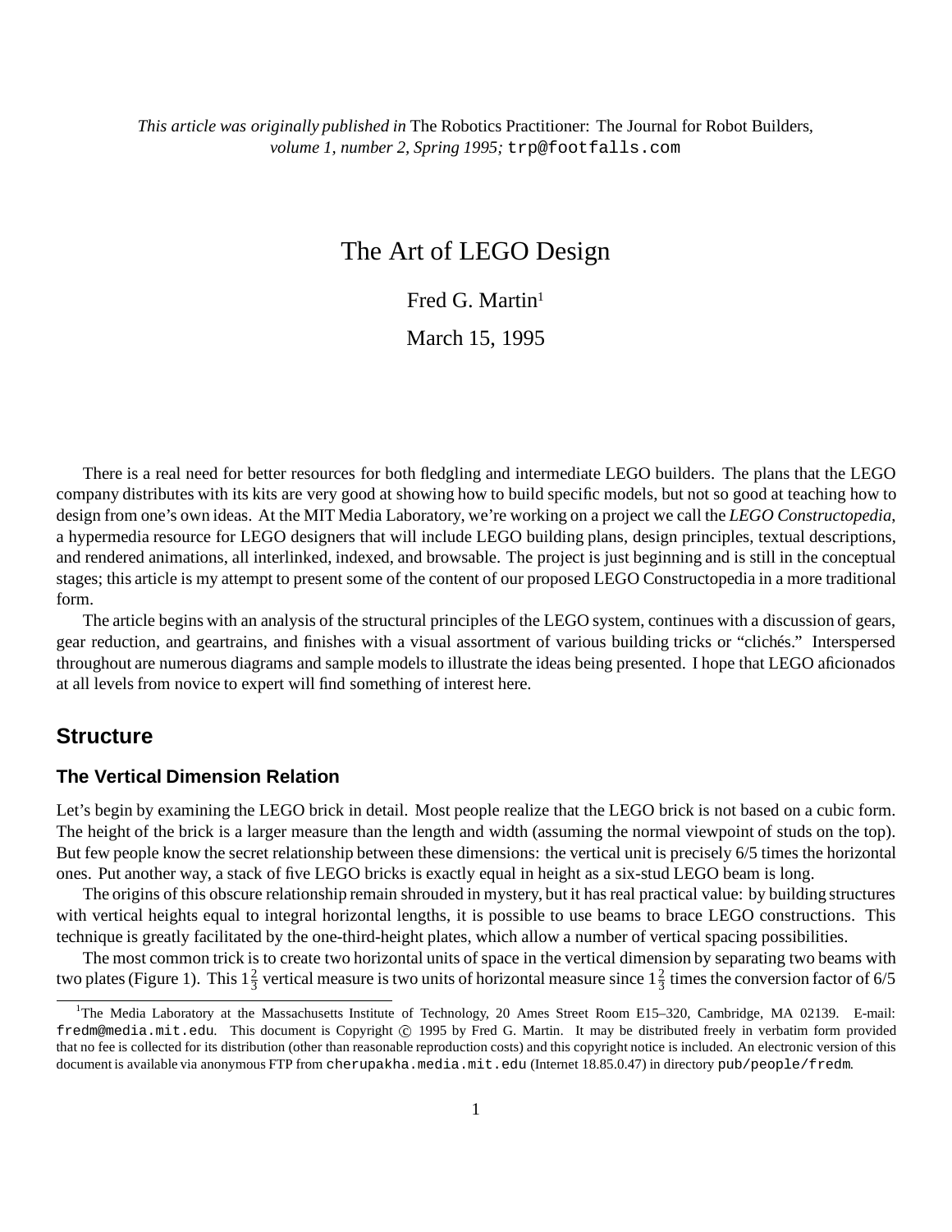*This article was originally published in* The Robotics Practitioner: The Journal for Robot Builders, *volume 1, number 2, Spring 1995;* trp@footfalls.com

# The Art of LEGO Design

Fred G. Martin[1]

March 15, 1995

There is a real need for better resources for both fledgling and intermediate LEGO builders. The plans that the LEGO company distributes with its kits are very good at showing how to build specific models, but not so good at teaching how to design from one's own ideas. At the MIT Media Laboratory, we're working on a project we call the *LEGO Constructopedia*, a hypermedia resource for LEGO designers that will include LEGO building plans, design principles, textual descriptions, and rendered animations, all interlinked, indexed, and browsable. The project is just beginning and is still in the conceptual stages; this article is my attempt to present some of the content of our proposed LEGO Constructopedia in a more traditional form.

The article begins with an analysis of the structural principles of the LEGO system, continues with a discussion of gears, gear reduction, and geartrains, and finishes with a visual assortment of various building tricks or "clichés." Interspersed throughout are numerous diagrams and sample models to illustrate the ideas being presented. I hope that LEGO aficionados at all levels from novice to expert will find something of interest here.

## Structure

### The Vertical Dimension Relation

Let's begin by examining the LEGO brick in detail. Most people realize that the LEGO brick is not based on a cubic form. The height of the brick is a larger measure than the length and width (assuming the normal viewpoint of studs on the top). But few people know the secret relationship between these dimensions: the vertical unit is precisely 6/5 times the horizontal ones. Put another way, a stack of five LEGO bricks is exactly equal in height as a six-stud LEGO beam is long.

The origins of this obscure relationship remain shrouded in mystery, but it has real practical value: by building structures with vertical heights equal to integral horizontal lengths, it is possible to use beams to brace LEGO constructions. This technique is greatly facilitated by the one-third-height plates, which allow a number of vertical spacing possibilities.

The most common trick is to create two horizontal units of space in the vertical dimension by separating two beams with two plates (Figure 1). This $1\frac{2}{3}$ vertical measure is two units of horizontal measure since $1\frac{2}{3}$ times the conversion factor of 6/5

---

[1] The Media Laboratory at the Massachusetts Institute of Technology, 20 Ames Street Room E15–320, Cambridge, MA 02139. E-mail: fredm@media.mit.edu. This document is Copyright © 1995 by Fred G. Martin. It may be distributed freely in verbatim form provided that no fee is collected for its distribution (other than reasonable reproduction costs) and this copyright notice is included. An electronic version of this document is available via anonymous FTP from cherupakha.media.mit.edu (Internet 18.85.0.47) in directory pub/people/fredm.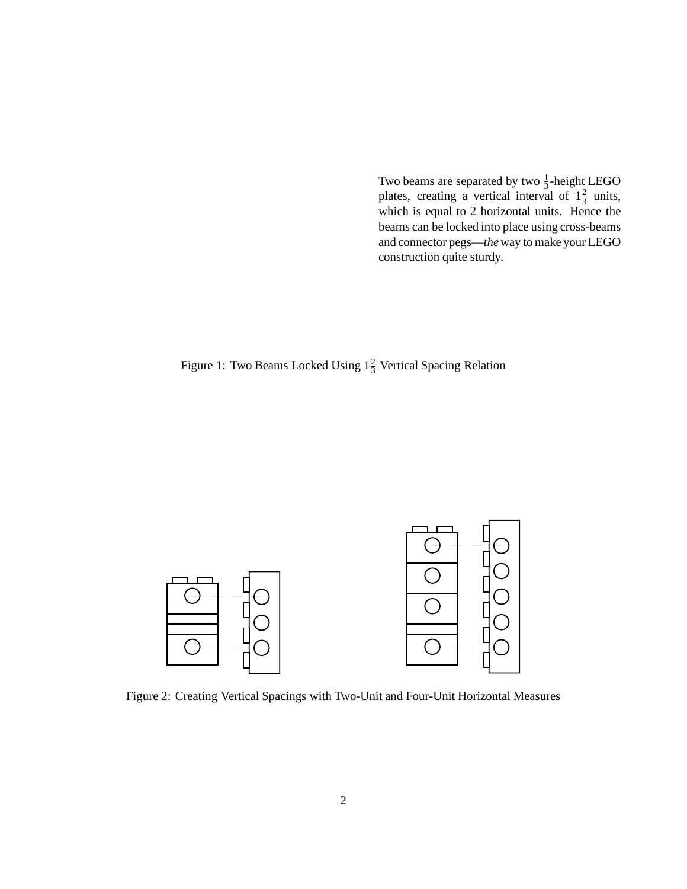Two beams are separated by two $\frac{1}{3}$-height LEGO plates, creating a vertical interval of $1\frac{2}{3}$ units, which is equal to 2 horizontal units. Hence the beams can be locked into place using cross-beams and connector pegs—*the* way to make your LEGO construction quite sturdy.

Figure 1: Two Beams Locked Using $1\frac{2}{3}$ Vertical Spacing Relation

Figure 2: Creating Vertical Spacings with Two-Unit and Four-Unit Horizontal Measures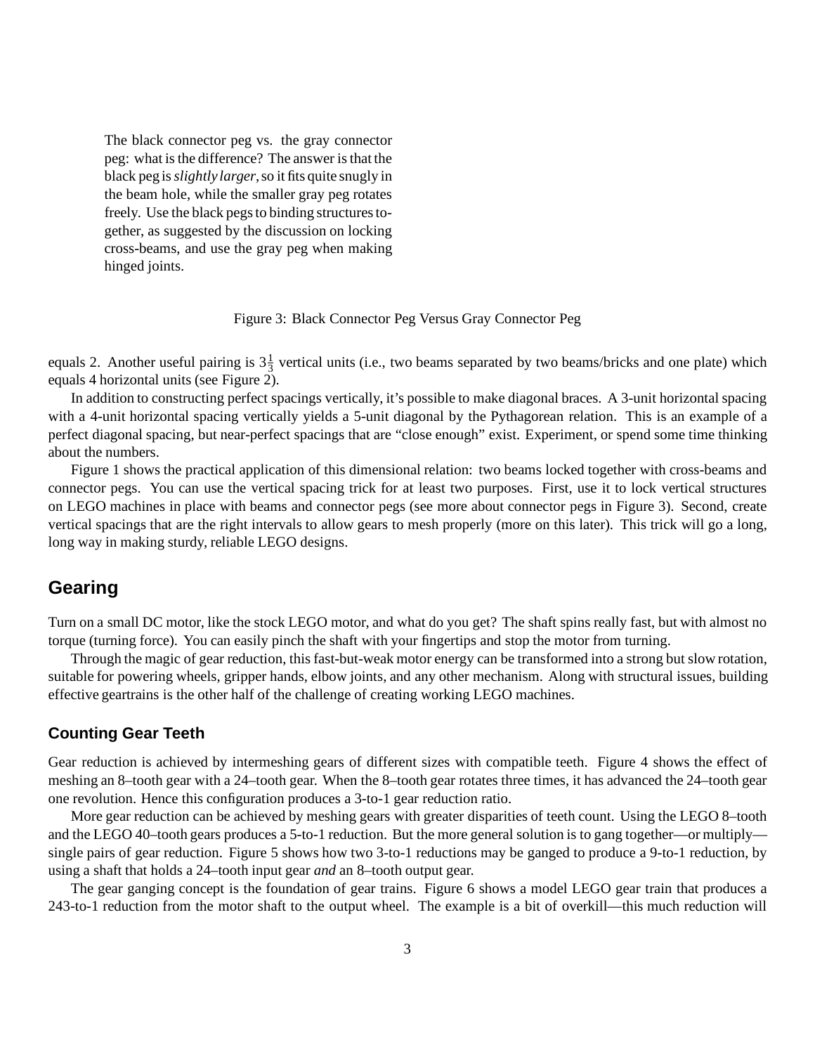The black connector peg vs. the gray connector peg: what is the difference? The answer is that the black peg is *slightly larger*, so it fits quite snugly in the beam hole, while the smaller gray peg rotates freely. Use the black pegs to binding structures together, as suggested by the discussion on locking cross-beams, and use the gray peg when making hinged joints.

Figure 3: Black Connector Peg Versus Gray Connector Peg

equals 2. Another useful pairing is $3\frac{1}{3}$ vertical units (i.e., two beams separated by two beams/bricks and one plate) which equals 4 horizontal units (see Figure 2).

In addition to constructing perfect spacings vertically, it's possible to make diagonal braces. A 3-unit horizontal spacing with a 4-unit horizontal spacing vertically yields a 5-unit diagonal by the Pythagorean relation. This is an example of a perfect diagonal spacing, but near-perfect spacings that are "close enough" exist. Experiment, or spend some time thinking about the numbers.

Figure 1 shows the practical application of this dimensional relation: two beams locked together with cross-beams and connector pegs. You can use the vertical spacing trick for at least two purposes. First, use it to lock vertical structures on LEGO machines in place with beams and connector pegs (see more about connector pegs in Figure 3). Second, create vertical spacings that are the right intervals to allow gears to mesh properly (more on this later). This trick will go a long, long way in making sturdy, reliable LEGO designs.

## Gearing

Turn on a small DC motor, like the stock LEGO motor, and what do you get? The shaft spins really fast, but with almost no torque (turning force). You can easily pinch the shaft with your fingertips and stop the motor from turning.

Through the magic of gear reduction, this fast-but-weak motor energy can be transformed into a strong but slow rotation, suitable for powering wheels, gripper hands, elbow joints, and any other mechanism. Along with structural issues, building effective geartrains is the other half of the challenge of creating working LEGO machines.

### Counting Gear Teeth

Gear reduction is achieved by intermeshing gears of different sizes with compatible teeth. Figure 4 shows the effect of meshing an 8–tooth gear with a 24–tooth gear. When the 8–tooth gear rotates three times, it has advanced the 24–tooth gear one revolution. Hence this configuration produces a 3-to-1 gear reduction ratio.

More gear reduction can be achieved by meshing gears with greater disparities of teeth count. Using the LEGO 8–tooth and the LEGO 40–tooth gears produces a 5-to-1 reduction. But the more general solution is to gang together—or multiply—single pairs of gear reduction. Figure 5 shows how two 3-to-1 reductions may be ganged to produce a 9-to-1 reduction, by using a shaft that holds a 24–tooth input gear *and* an 8–tooth output gear.

The gear ganging concept is the foundation of gear trains. Figure 6 shows a model LEGO gear train that produces a 243-to-1 reduction from the motor shaft to the output wheel. The example is a bit of overkill—this much reduction will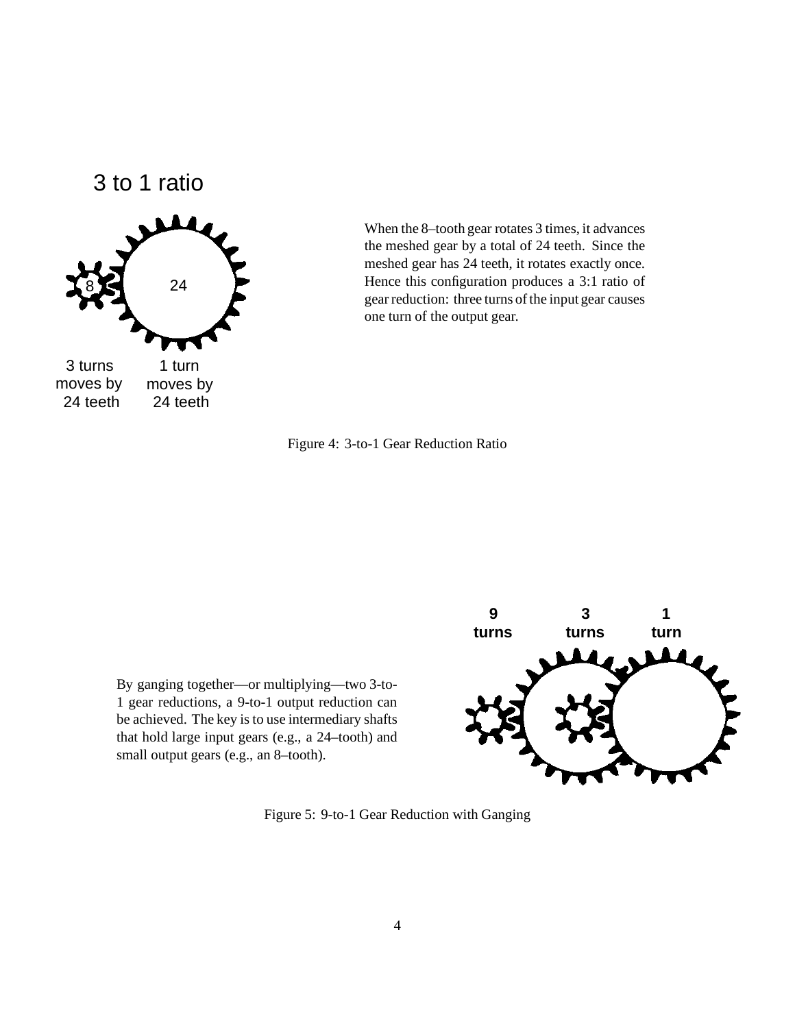3 to 1 ratio

8

24

3 turns moves by 24 teeth

1 turn moves by 24 teeth

When the 8–tooth gear rotates 3 times, it advances the meshed gear by a total of 24 teeth. Since the meshed gear has 24 teeth, it rotates exactly once. Hence this configuration produces a 3:1 ratio of gear reduction: three turns of the input gear causes one turn of the output gear.

Figure 4: 3-to-1 Gear Reduction Ratio

**9 turns** **3 turns** **1 turn**

By ganging together—or multiplying—two 3-to-1 gear reductions, a 9-to-1 output reduction can be achieved. The key is to use intermediary shafts that hold large input gears (e.g., a 24–tooth) and small output gears (e.g., an 8–tooth).

Figure 5: 9-to-1 Gear Reduction with Ganging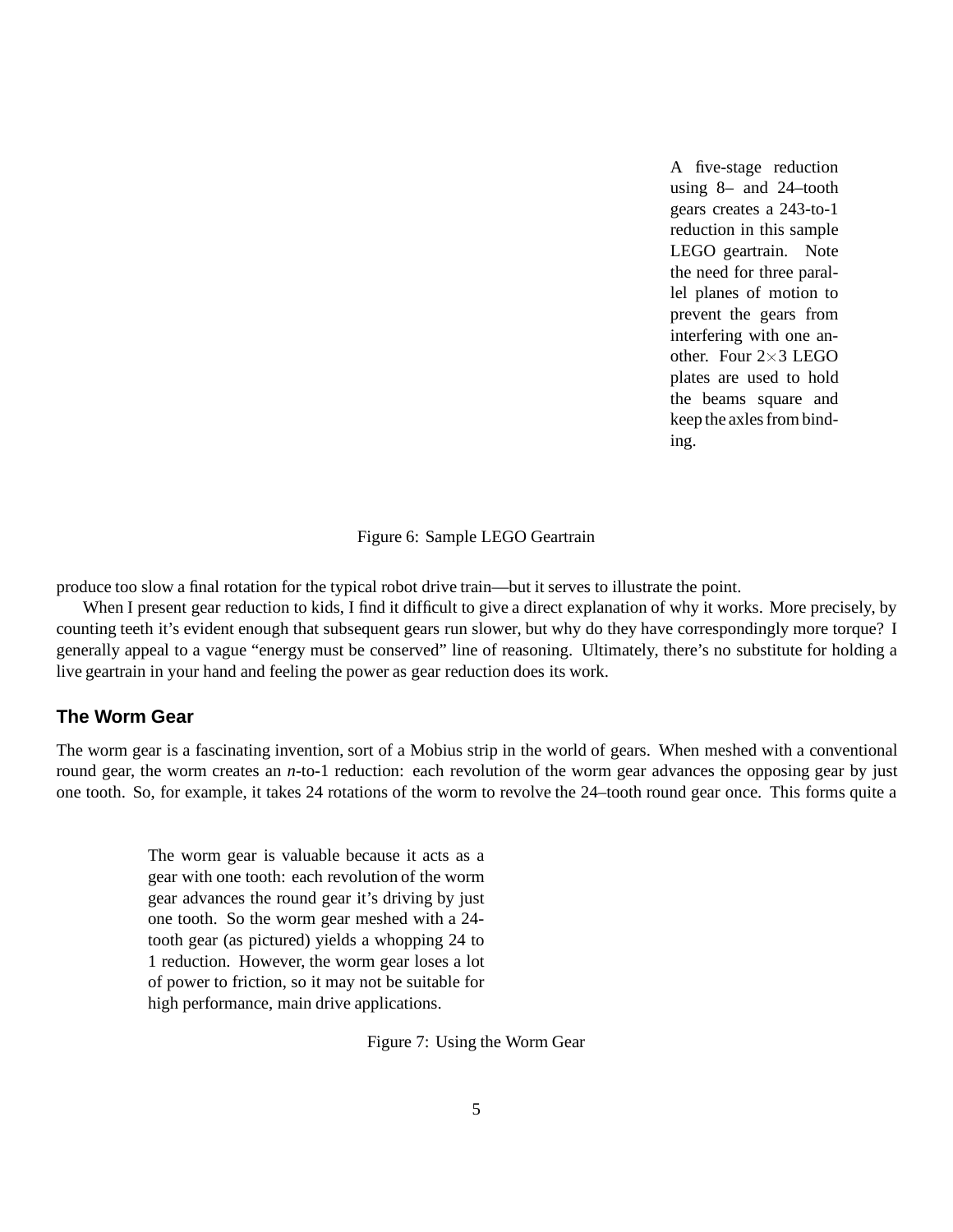A five-stage reduction using 8– and 24–tooth gears creates a 243-to-1 reduction in this sample LEGO geartrain. Note the need for three parallel planes of motion to prevent the gears from interfering with one another. Four 2×3 LEGO plates are used to hold the beams square and keep the axles from binding.

Figure 6: Sample LEGO Geartrain

produce too slow a final rotation for the typical robot drive train—but it serves to illustrate the point.

When I present gear reduction to kids, I find it difficult to give a direct explanation of why it works. More precisely, by counting teeth it's evident enough that subsequent gears run slower, but why do they have correspondingly more torque? I generally appeal to a vague "energy must be conserved" line of reasoning. Ultimately, there's no substitute for holding a live geartrain in your hand and feeling the power as gear reduction does its work.

## The Worm Gear

The worm gear is a fascinating invention, sort of a Mobius strip in the world of gears. When meshed with a conventional round gear, the worm creates an *n*-to-1 reduction: each revolution of the worm gear advances the opposing gear by just one tooth. So, for example, it takes 24 rotations of the worm to revolve the 24–tooth round gear once. This forms quite a

The worm gear is valuable because it acts as a gear with one tooth: each revolution of the worm gear advances the round gear it's driving by just one tooth. So the worm gear meshed with a 24-tooth gear (as pictured) yields a whopping 24 to 1 reduction. However, the worm gear loses a lot of power to friction, so it may not be suitable for high performance, main drive applications.

Figure 7: Using the Worm Gear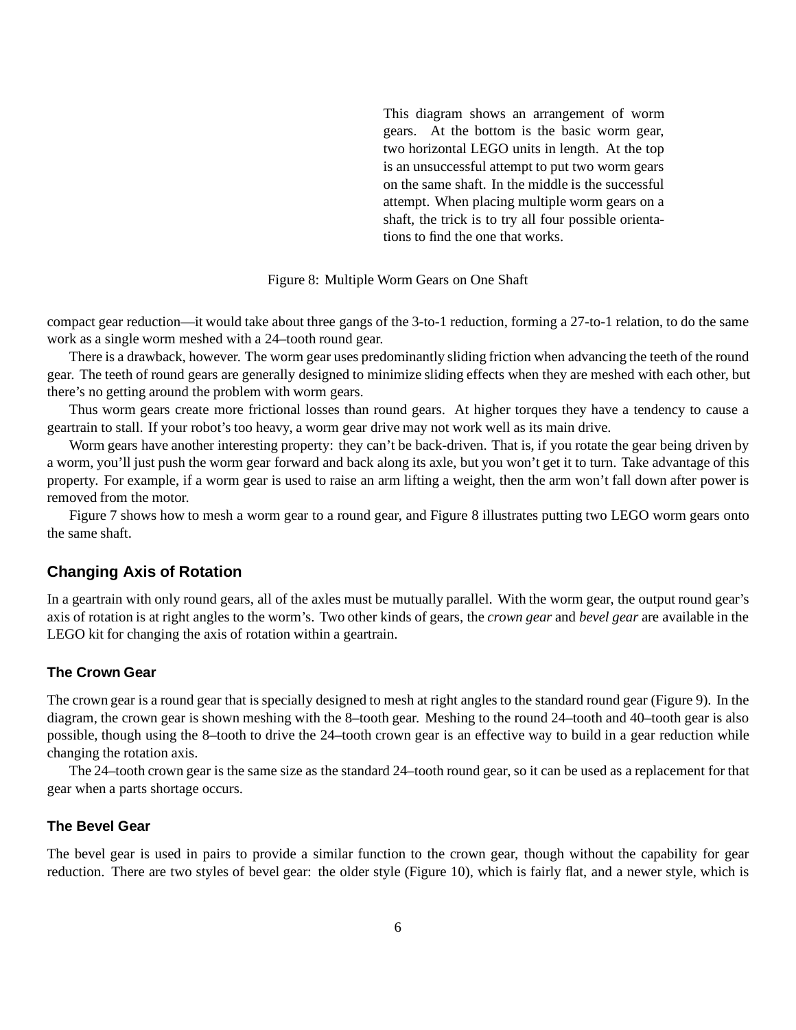This diagram shows an arrangement of worm gears. At the bottom is the basic worm gear, two horizontal LEGO units in length. At the top is an unsuccessful attempt to put two worm gears on the same shaft. In the middle is the successful attempt. When placing multiple worm gears on a shaft, the trick is to try all four possible orientations to find the one that works.

Figure 8: Multiple Worm Gears on One Shaft

compact gear reduction—it would take about three gangs of the 3-to-1 reduction, forming a 27-to-1 relation, to do the same work as a single worm meshed with a 24–tooth round gear.

There is a drawback, however. The worm gear uses predominantly sliding friction when advancing the teeth of the round gear. The teeth of round gears are generally designed to minimize sliding effects when they are meshed with each other, but there's no getting around the problem with worm gears.

Thus worm gears create more frictional losses than round gears. At higher torques they have a tendency to cause a geartrain to stall. If your robot's too heavy, a worm gear drive may not work well as its main drive.

Worm gears have another interesting property: they can't be back-driven. That is, if you rotate the gear being driven by a worm, you'll just push the worm gear forward and back along its axle, but you won't get it to turn. Take advantage of this property. For example, if a worm gear is used to raise an arm lifting a weight, then the arm won't fall down after power is removed from the motor.

Figure 7 shows how to mesh a worm gear to a round gear, and Figure 8 illustrates putting two LEGO worm gears onto the same shaft.

## Changing Axis of Rotation

In a geartrain with only round gears, all of the axles must be mutually parallel. With the worm gear, the output round gear's axis of rotation is at right angles to the worm's. Two other kinds of gears, the *crown gear* and *bevel gear* are available in the LEGO kit for changing the axis of rotation within a geartrain.

### The Crown Gear

The crown gear is a round gear that is specially designed to mesh at right angles to the standard round gear (Figure 9). In the diagram, the crown gear is shown meshing with the 8–tooth gear. Meshing to the round 24–tooth and 40–tooth gear is also possible, though using the 8–tooth to drive the 24–tooth crown gear is an effective way to build in a gear reduction while changing the rotation axis.

The 24–tooth crown gear is the same size as the standard 24–tooth round gear, so it can be used as a replacement for that gear when a parts shortage occurs.

### The Bevel Gear

The bevel gear is used in pairs to provide a similar function to the crown gear, though without the capability for gear reduction. There are two styles of bevel gear: the older style (Figure 10), which is fairly flat, and a newer style, which is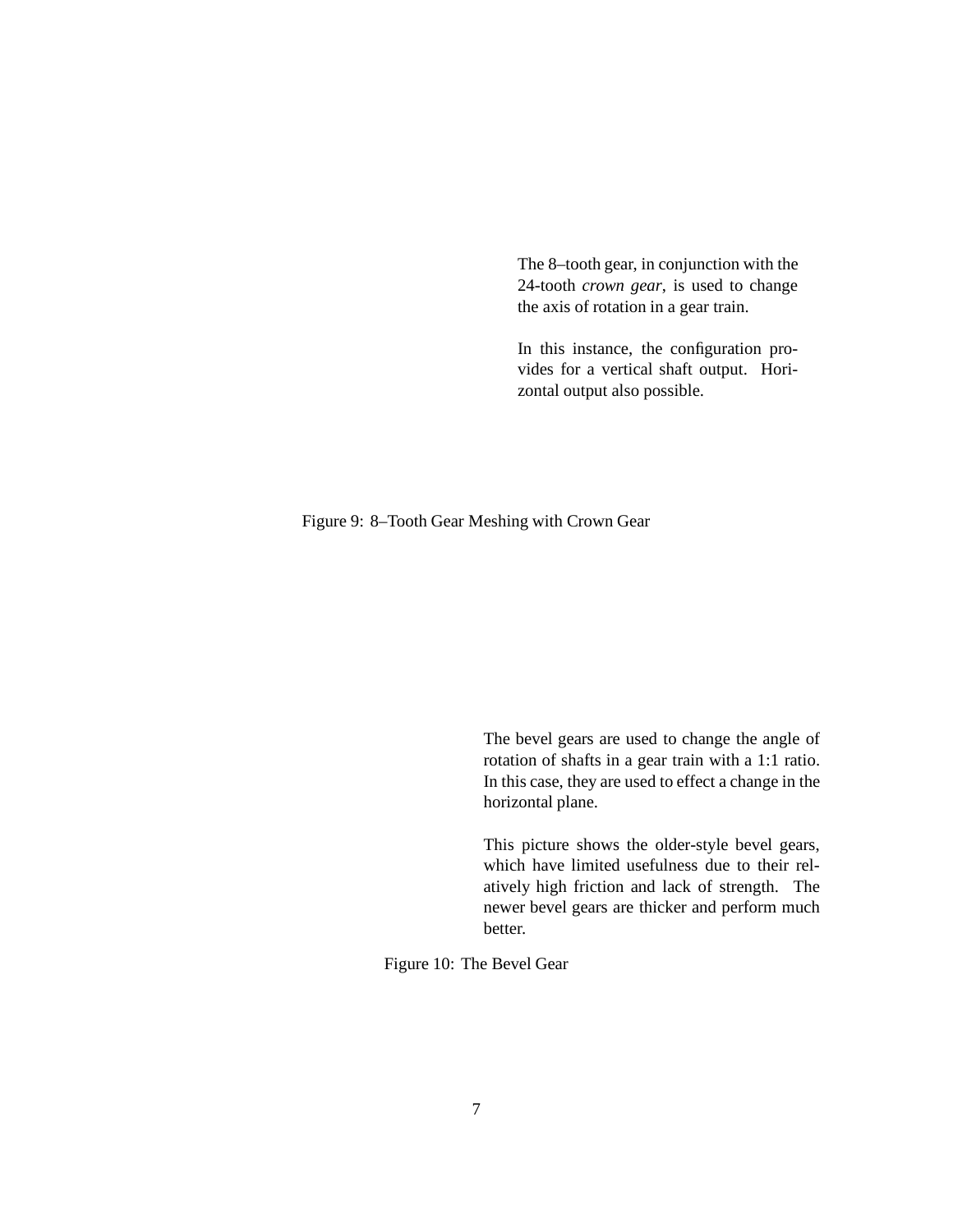The 8–tooth gear, in conjunction with the 24-tooth *crown gear*, is used to change the axis of rotation in a gear train.

In this instance, the configuration provides for a vertical shaft output. Horizontal output also possible.

Figure 9: 8–Tooth Gear Meshing with Crown Gear

The bevel gears are used to change the angle of rotation of shafts in a gear train with a 1:1 ratio. In this case, they are used to effect a change in the horizontal plane.

This picture shows the older-style bevel gears, which have limited usefulness due to their relatively high friction and lack of strength. The newer bevel gears are thicker and perform much better.

Figure 10: The Bevel Gear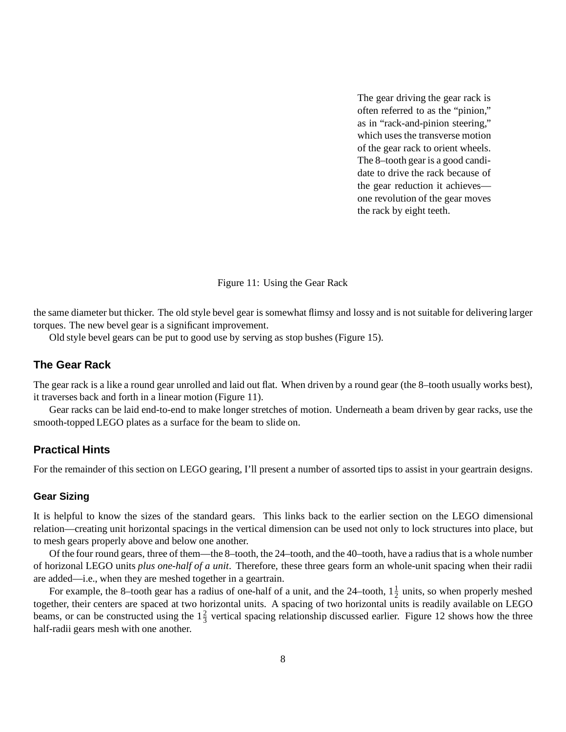The gear driving the gear rack is often referred to as the "pinion," as in "rack-and-pinion steering," which uses the transverse motion of the gear rack to orient wheels. The 8–tooth gear is a good candidate to drive the rack because of the gear reduction it achieves—one revolution of the gear moves the rack by eight teeth.

Figure 11: Using the Gear Rack

the same diameter but thicker. The old style bevel gear is somewhat flimsy and lossy and is not suitable for delivering larger torques. The new bevel gear is a significant improvement.

Old style bevel gears can be put to good use by serving as stop bushes (Figure 15).

## The Gear Rack

The gear rack is a like a round gear unrolled and laid out flat. When driven by a round gear (the 8–tooth usually works best), it traverses back and forth in a linear motion (Figure 11).

Gear racks can be laid end-to-end to make longer stretches of motion. Underneath a beam driven by gear racks, use the smooth-topped LEGO plates as a surface for the beam to slide on.

## Practical Hints

For the remainder of this section on LEGO gearing, I'll present a number of assorted tips to assist in your geartrain designs.

### Gear Sizing

It is helpful to know the sizes of the standard gears. This links back to the earlier section on the LEGO dimensional relation—creating unit horizontal spacings in the vertical dimension can be used not only to lock structures into place, but to mesh gears properly above and below one another.

Of the four round gears, three of them—the 8–tooth, the 24–tooth, and the 40–tooth, have a radius that is a whole number of horizonal LEGO units *plus one-half of a unit*. Therefore, these three gears form an whole-unit spacing when their radii are added—i.e., when they are meshed together in a geartrain.

For example, the 8–tooth gear has a radius of one-half of a unit, and the 24–tooth, $1\frac{1}{2}$ units, so when properly meshed together, their centers are spaced at two horizontal units. A spacing of two horizontal units is readily available on LEGO beams, or can be constructed using the $1\frac{2}{3}$ vertical spacing relationship discussed earlier. Figure 12 shows how the three half-radii gears mesh with one another.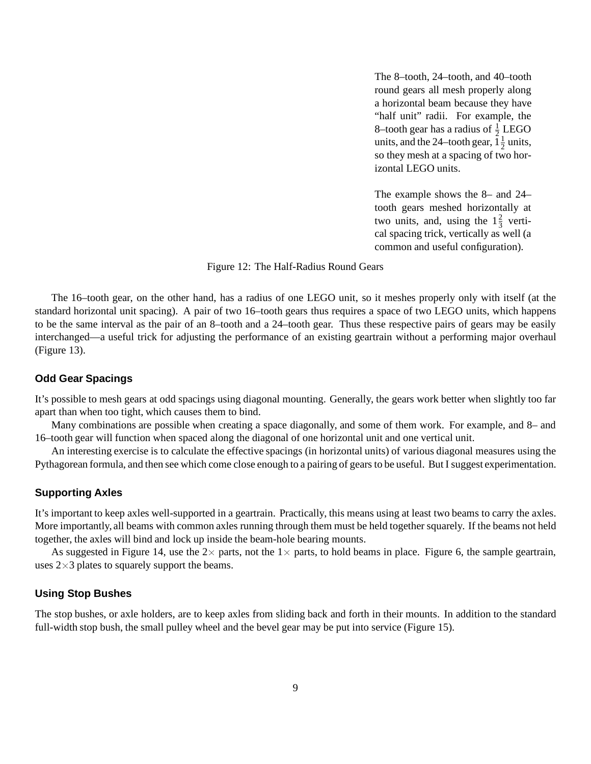The 8–tooth, 24–tooth, and 40–tooth round gears all mesh properly along a horizontal beam because they have "half unit" radii. For example, the 8–tooth gear has a radius of $\frac{1}{2}$ LEGO units, and the 24–tooth gear, $1\frac{1}{2}$ units, so they mesh at a spacing of two horizontal LEGO units.

The example shows the 8– and 24–tooth gears meshed horizontally at two units, and, using the $1\frac{2}{3}$ vertical spacing trick, vertically as well (a common and useful configuration).

Figure 12: The Half-Radius Round Gears

The 16–tooth gear, on the other hand, has a radius of one LEGO unit, so it meshes properly only with itself (at the standard horizontal unit spacing). A pair of two 16–tooth gears thus requires a space of two LEGO units, which happens to be the same interval as the pair of an 8–tooth and a 24–tooth gear. Thus these respective pairs of gears may be easily interchanged—a useful trick for adjusting the performance of an existing geartrain without a performing major overhaul (Figure 13).

### Odd Gear Spacings

It's possible to mesh gears at odd spacings using diagonal mounting. Generally, the gears work better when slightly too far apart than when too tight, which causes them to bind.

Many combinations are possible when creating a space diagonally, and some of them work. For example, and 8– and 16–tooth gear will function when spaced along the diagonal of one horizontal unit and one vertical unit.

An interesting exercise is to calculate the effective spacings (in horizontal units) of various diagonal measures using the Pythagorean formula, and then see which come close enough to a pairing of gears to be useful. But I suggest experimentation.

### Supporting Axles

It's important to keep axles well-supported in a geartrain. Practically, this means using at least two beams to carry the axles. More importantly, all beams with common axles running through them must be held together squarely. If the beams not held together, the axles will bind and lock up inside the beam-hole bearing mounts.

As suggested in Figure 14, use the $2\times$ parts, not the $1\times$ parts, to hold beams in place. Figure 6, the sample geartrain, uses $2\times3$ plates to squarely support the beams.

### Using Stop Bushes

The stop bushes, or axle holders, are to keep axles from sliding back and forth in their mounts. In addition to the standard full-width stop bush, the small pulley wheel and the bevel gear may be put into service (Figure 15).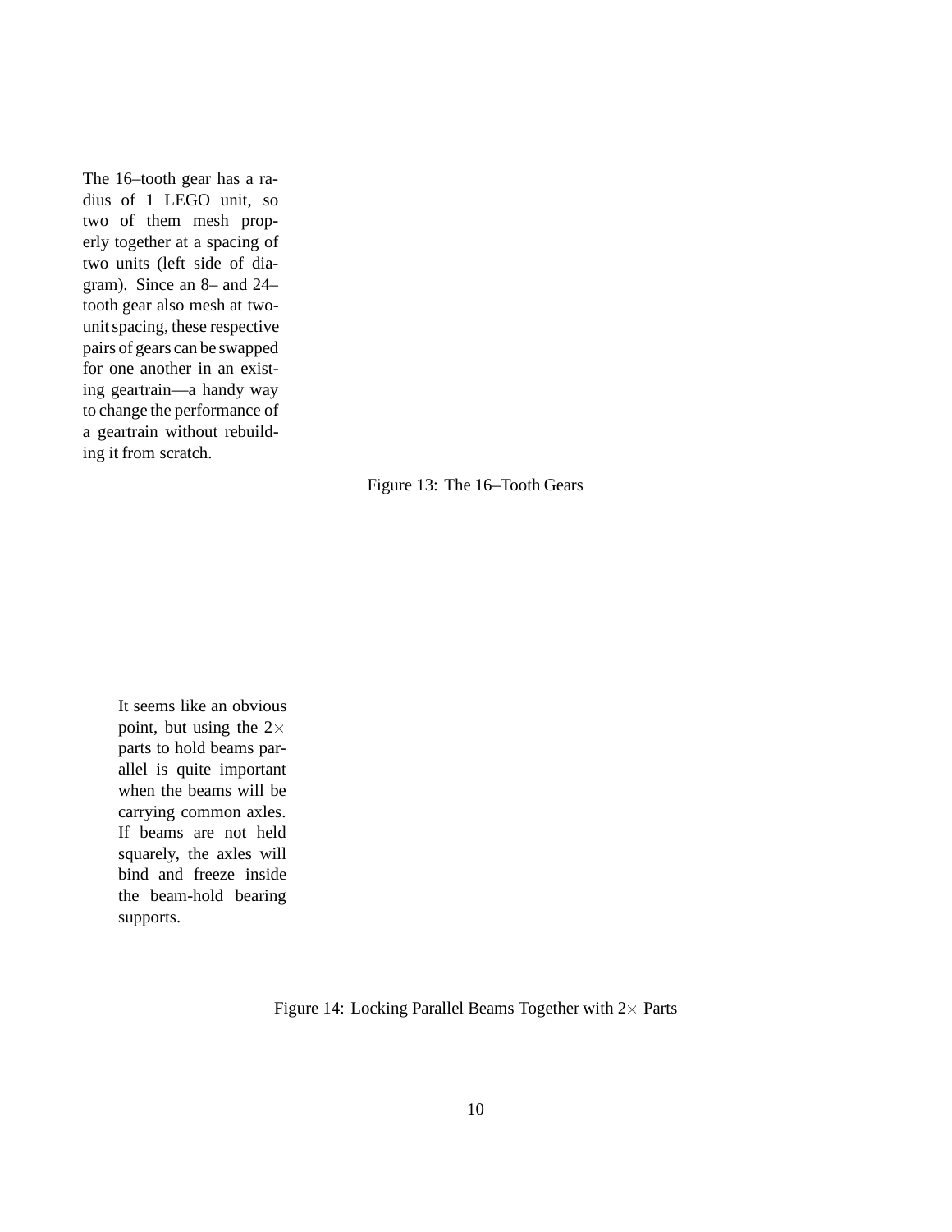The 16–tooth gear has a radius of 1 LEGO unit, so two of them mesh properly together at a spacing of two units (left side of diagram). Since an 8– and 24–tooth gear also mesh at two-unit spacing, these respective pairs of gears can be swapped for one another in an existing geartrain—a handy way to change the performance of a geartrain without rebuilding it from scratch.

Figure 13: The 16–Tooth Gears

It seems like an obvious point, but using the 2× parts to hold beams parallel is quite important when the beams will be carrying common axles. If beams are not held squarely, the axles will bind and freeze inside the beam-hold bearing supports.

Figure 14: Locking Parallel Beams Together with 2× Parts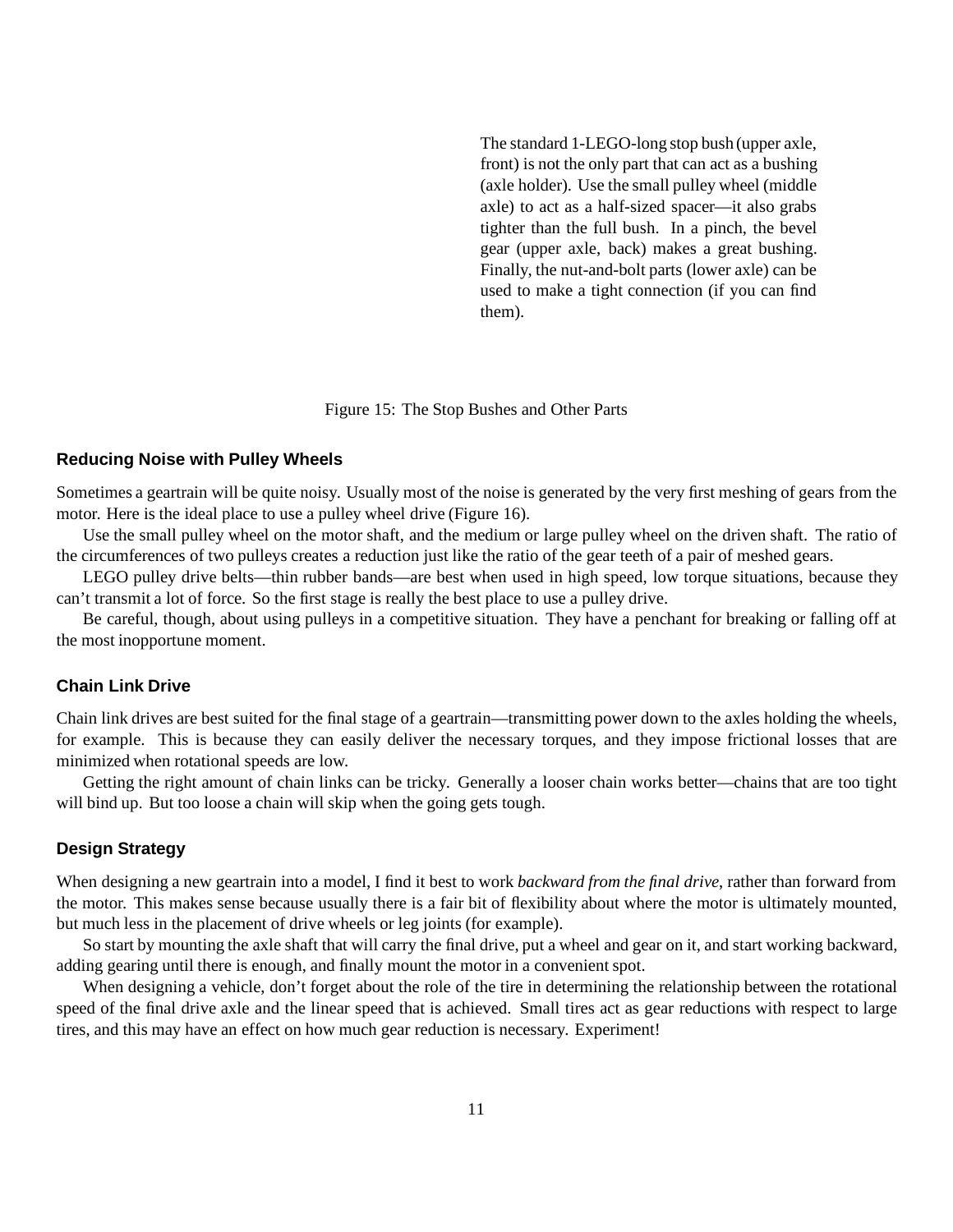The standard 1-LEGO-long stop bush (upper axle, front) is not the only part that can act as a bushing (axle holder). Use the small pulley wheel (middle axle) to act as a half-sized spacer—it also grabs tighter than the full bush. In a pinch, the bevel gear (upper axle, back) makes a great bushing. Finally, the nut-and-bolt parts (lower axle) can be used to make a tight connection (if you can find them).

Figure 15: The Stop Bushes and Other Parts

### Reducing Noise with Pulley Wheels

Sometimes a geartrain will be quite noisy. Usually most of the noise is generated by the very first meshing of gears from the motor. Here is the ideal place to use a pulley wheel drive (Figure 16).

Use the small pulley wheel on the motor shaft, and the medium or large pulley wheel on the driven shaft. The ratio of the circumferences of two pulleys creates a reduction just like the ratio of the gear teeth of a pair of meshed gears.

LEGO pulley drive belts—thin rubber bands—are best when used in high speed, low torque situations, because they can't transmit a lot of force. So the first stage is really the best place to use a pulley drive.

Be careful, though, about using pulleys in a competitive situation. They have a penchant for breaking or falling off at the most inopportune moment.

### Chain Link Drive

Chain link drives are best suited for the final stage of a geartrain—transmitting power down to the axles holding the wheels, for example. This is because they can easily deliver the necessary torques, and they impose frictional losses that are minimized when rotational speeds are low.

Getting the right amount of chain links can be tricky. Generally a looser chain works better—chains that are too tight will bind up. But too loose a chain will skip when the going gets tough.

### Design Strategy

When designing a new geartrain into a model, I find it best to work *backward from the final drive*, rather than forward from the motor. This makes sense because usually there is a fair bit of flexibility about where the motor is ultimately mounted, but much less in the placement of drive wheels or leg joints (for example).

So start by mounting the axle shaft that will carry the final drive, put a wheel and gear on it, and start working backward, adding gearing until there is enough, and finally mount the motor in a convenient spot.

When designing a vehicle, don't forget about the role of the tire in determining the relationship between the rotational speed of the final drive axle and the linear speed that is achieved. Small tires act as gear reductions with respect to large tires, and this may have an effect on how much gear reduction is necessary. Experiment!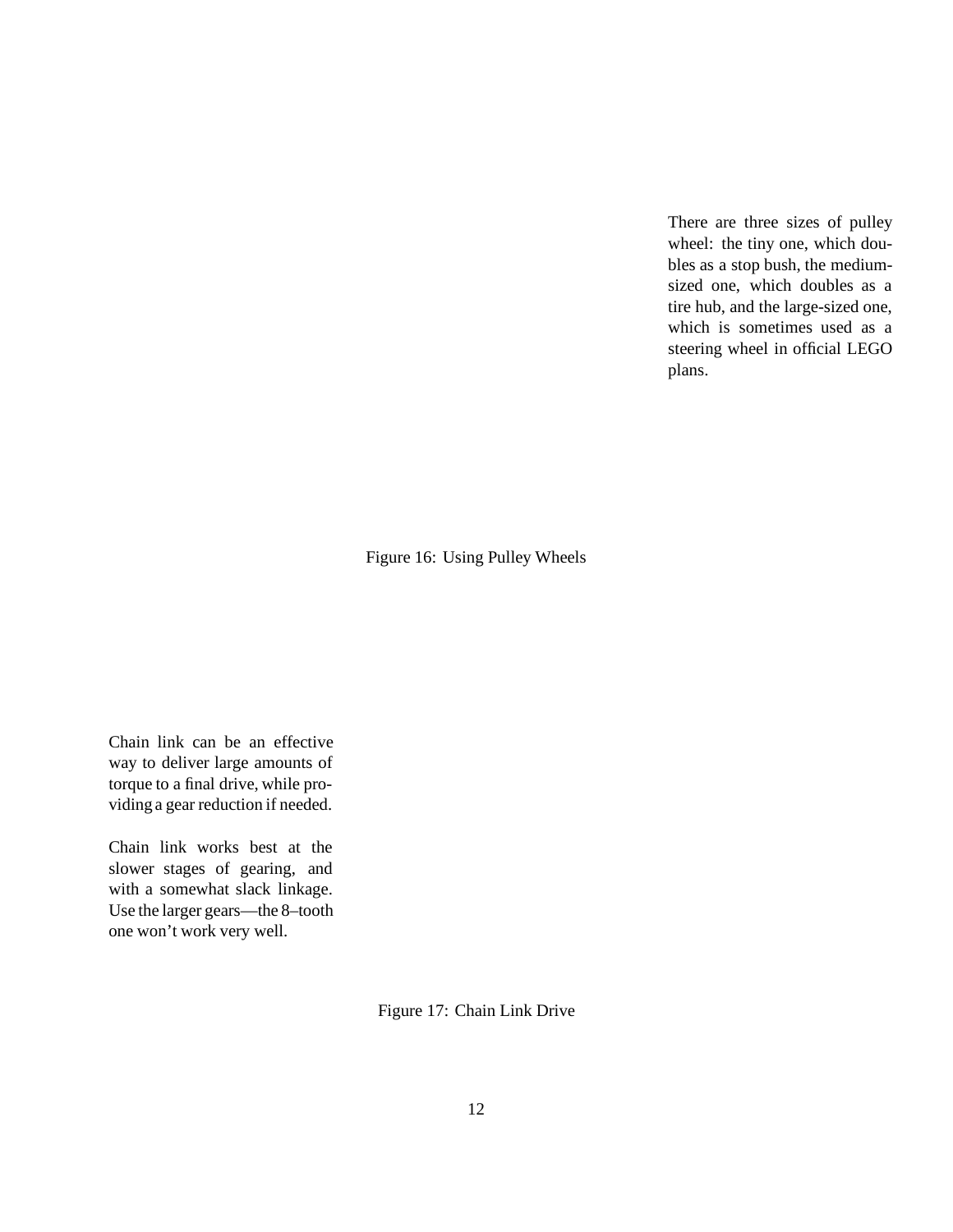There are three sizes of pulley wheel: the tiny one, which doubles as a stop bush, the medium-sized one, which doubles as a tire hub, and the large-sized one, which is sometimes used as a steering wheel in official LEGO plans.

Figure 16: Using Pulley Wheels

Chain link can be an effective way to deliver large amounts of torque to a final drive, while providing a gear reduction if needed.

Chain link works best at the slower stages of gearing, and with a somewhat slack linkage. Use the larger gears—the 8–tooth one won't work very well.

Figure 17: Chain Link Drive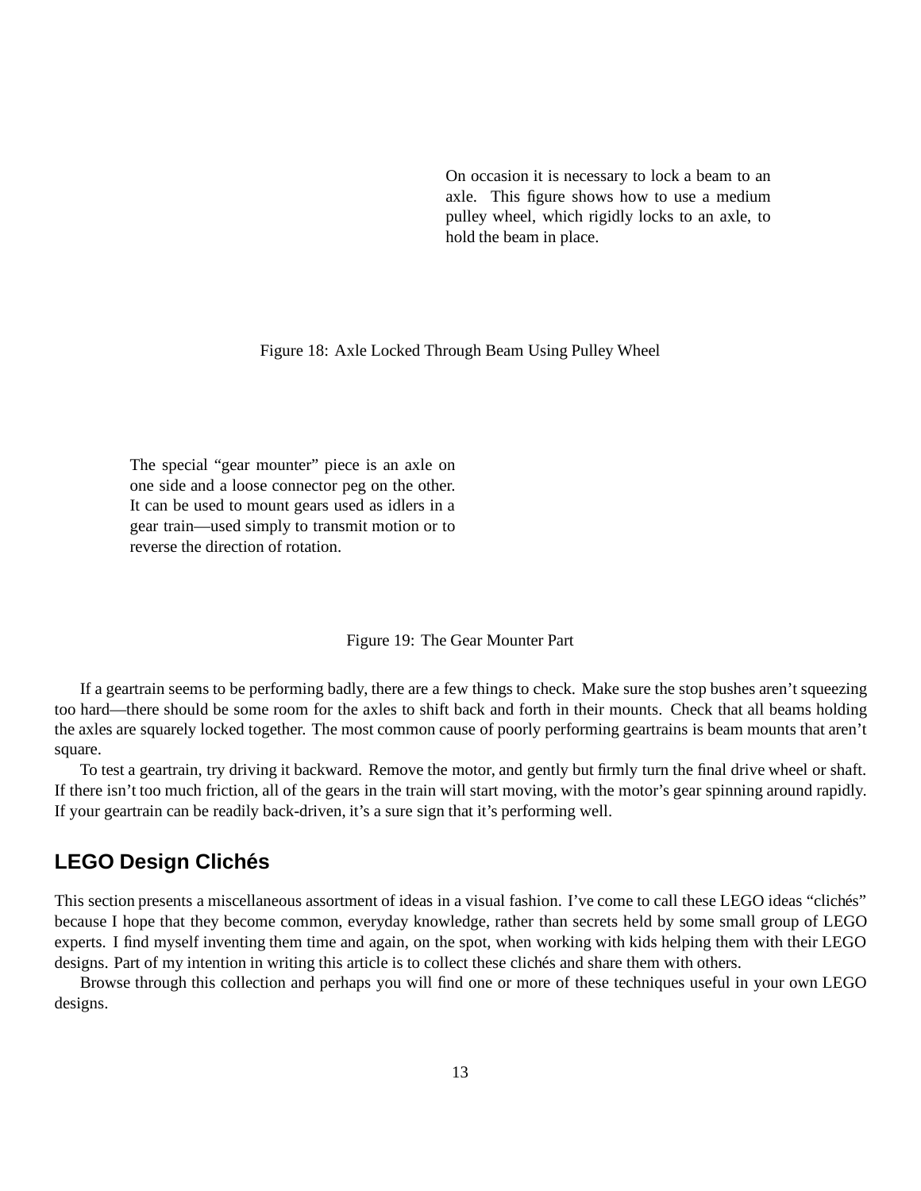On occasion it is necessary to lock a beam to an axle. This figure shows how to use a medium pulley wheel, which rigidly locks to an axle, to hold the beam in place.

Figure 18: Axle Locked Through Beam Using Pulley Wheel

The special "gear mounter" piece is an axle on one side and a loose connector peg on the other. It can be used to mount gears used as idlers in a gear train—used simply to transmit motion or to reverse the direction of rotation.

Figure 19: The Gear Mounter Part

If a geartrain seems to be performing badly, there are a few things to check. Make sure the stop bushes aren't squeezing too hard—there should be some room for the axles to shift back and forth in their mounts. Check that all beams holding the axles are squarely locked together. The most common cause of poorly performing geartrains is beam mounts that aren't square.

To test a geartrain, try driving it backward. Remove the motor, and gently but firmly turn the final drive wheel or shaft. If there isn't too much friction, all of the gears in the train will start moving, with the motor's gear spinning around rapidly. If your geartrain can be readily back-driven, it's a sure sign that it's performing well.

## LEGO Design Clichés

This section presents a miscellaneous assortment of ideas in a visual fashion. I've come to call these LEGO ideas "clichés" because I hope that they become common, everyday knowledge, rather than secrets held by some small group of LEGO experts. I find myself inventing them time and again, on the spot, when working with kids helping them with their LEGO designs. Part of my intention in writing this article is to collect these clichés and share them with others.

Browse through this collection and perhaps you will find one or more of these techniques useful in your own LEGO designs.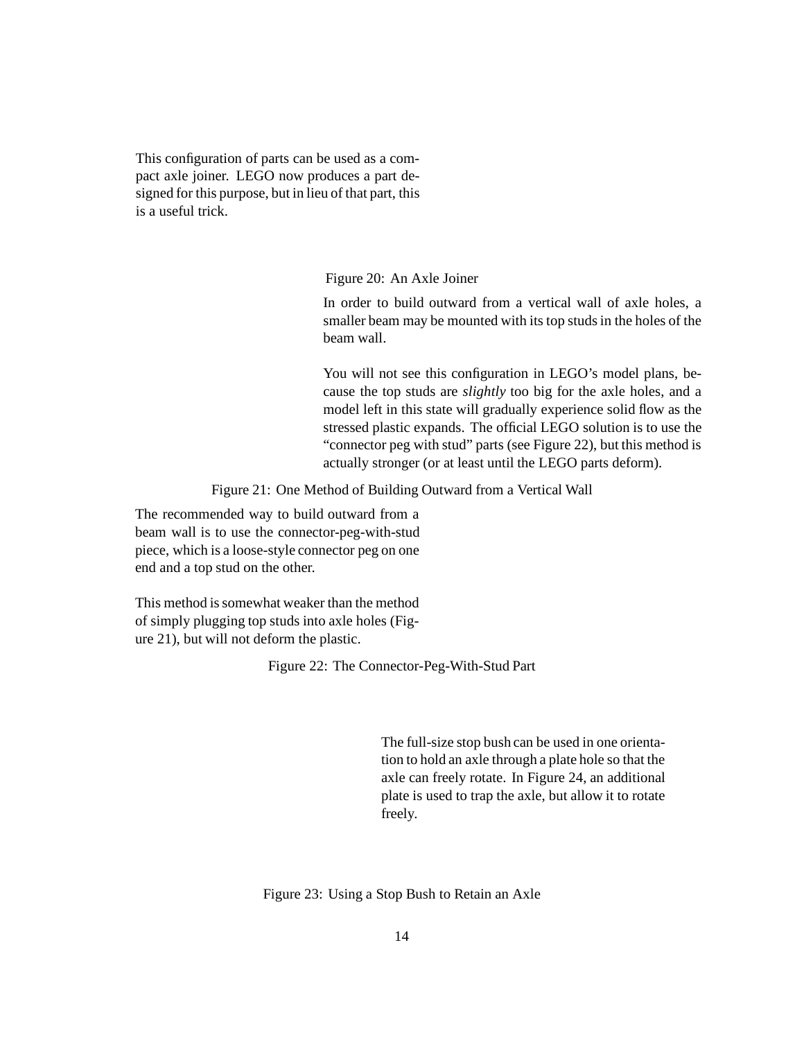This configuration of parts can be used as a compact axle joiner. LEGO now produces a part designed for this purpose, but in lieu of that part, this is a useful trick.

Figure 20: An Axle Joiner

In order to build outward from a vertical wall of axle holes, a smaller beam may be mounted with its top studs in the holes of the beam wall.

You will not see this configuration in LEGO's model plans, because the top studs are *slightly* too big for the axle holes, and a model left in this state will gradually experience solid flow as the stressed plastic expands. The official LEGO solution is to use the "connector peg with stud" parts (see Figure 22), but this method is actually stronger (or at least until the LEGO parts deform).

Figure 21: One Method of Building Outward from a Vertical Wall

The recommended way to build outward from a beam wall is to use the connector-peg-with-stud piece, which is a loose-style connector peg on one end and a top stud on the other.

This method is somewhat weaker than the method of simply plugging top studs into axle holes (Figure 21), but will not deform the plastic.

Figure 22: The Connector-Peg-With-Stud Part

The full-size stop bush can be used in one orientation to hold an axle through a plate hole so that the axle can freely rotate. In Figure 24, an additional plate is used to trap the axle, but allow it to rotate freely.

Figure 23: Using a Stop Bush to Retain an Axle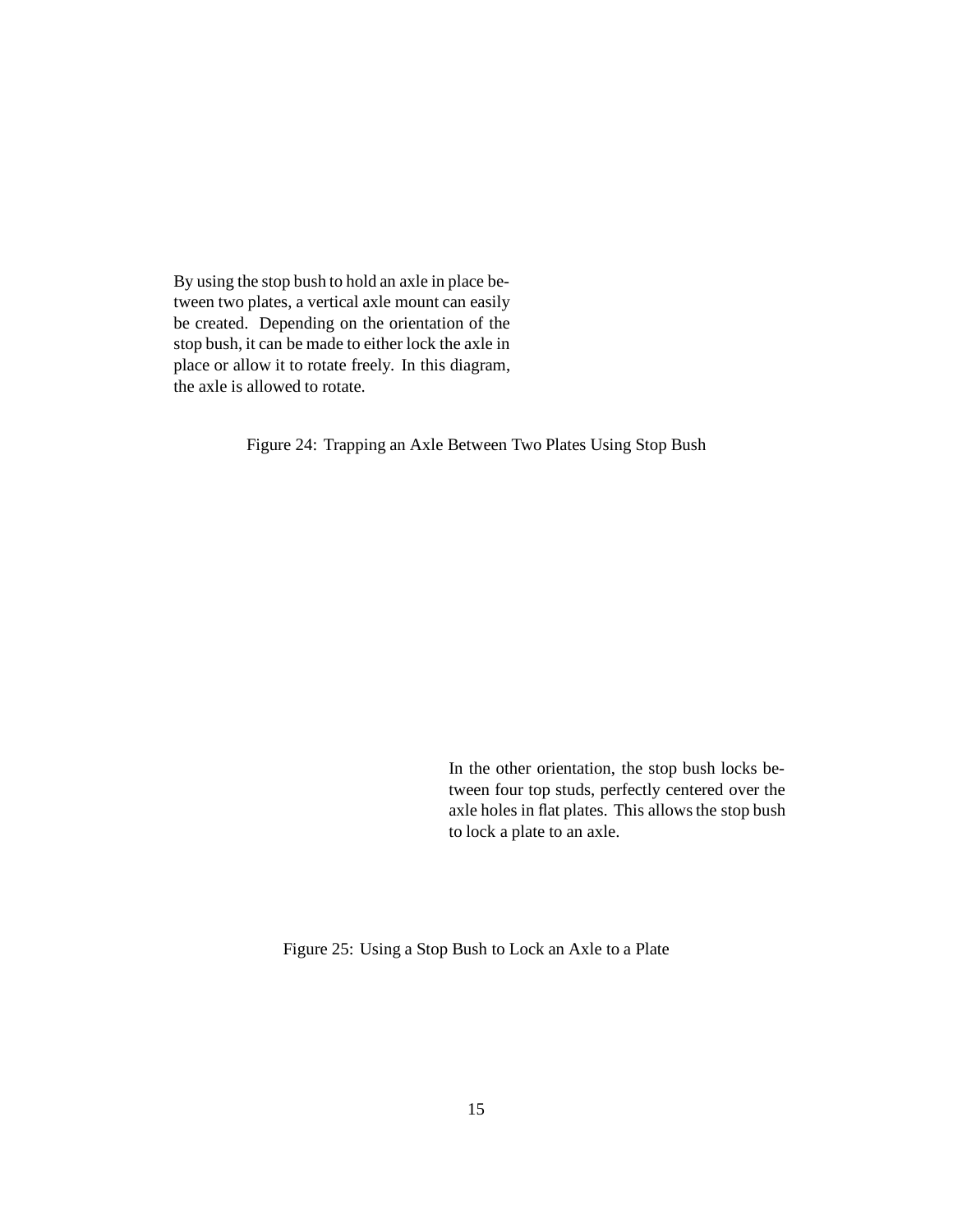By using the stop bush to hold an axle in place between two plates, a vertical axle mount can easily be created. Depending on the orientation of the stop bush, it can be made to either lock the axle in place or allow it to rotate freely. In this diagram, the axle is allowed to rotate.

Figure 24: Trapping an Axle Between Two Plates Using Stop Bush

In the other orientation, the stop bush locks between four top studs, perfectly centered over the axle holes in flat plates. This allows the stop bush to lock a plate to an axle.

Figure 25: Using a Stop Bush to Lock an Axle to a Plate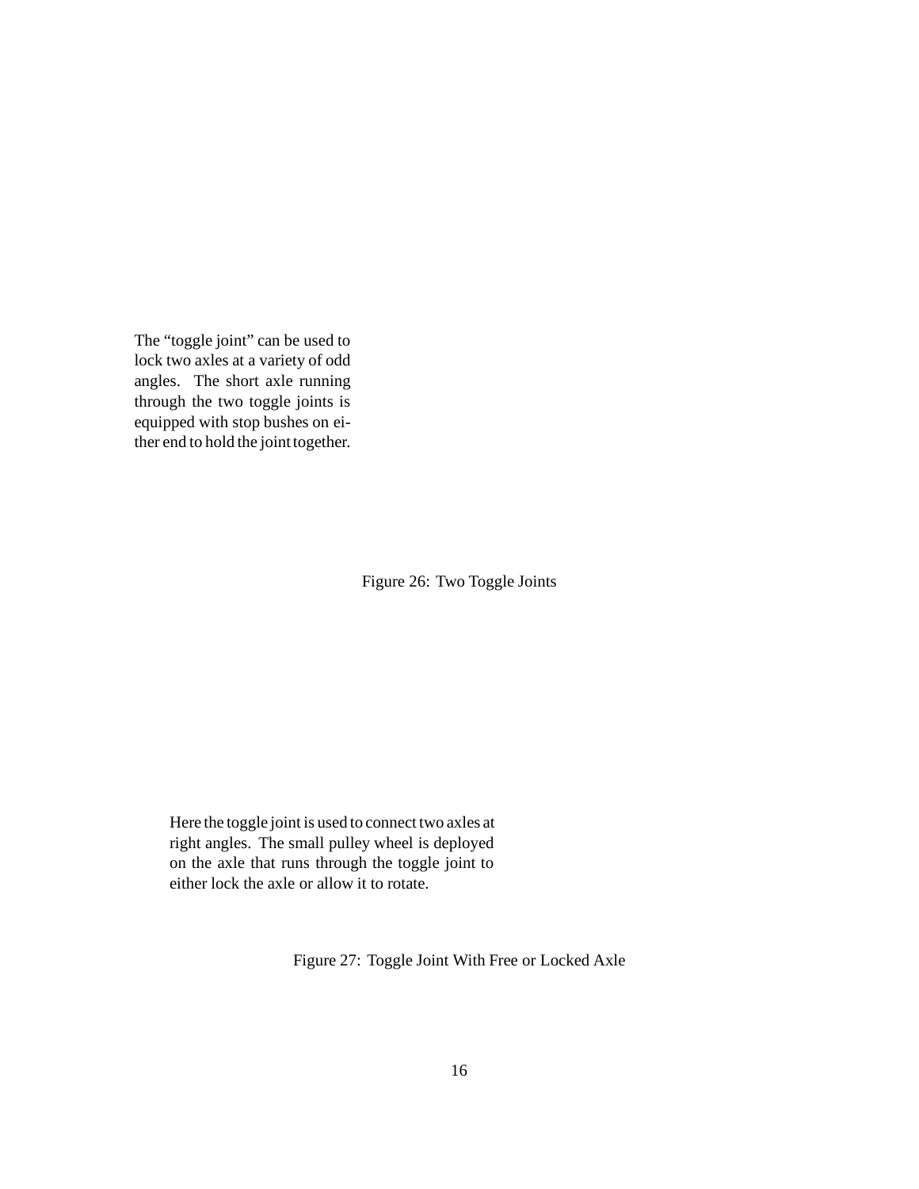The "toggle joint" can be used to lock two axles at a variety of odd angles. The short axle running through the two toggle joints is equipped with stop bushes on either end to hold the joint together.

Figure 26: Two Toggle Joints

Here the toggle joint is used to connect two axles at right angles. The small pulley wheel is deployed on the axle that runs through the toggle joint to either lock the axle or allow it to rotate.

Figure 27: Toggle Joint With Free or Locked Axle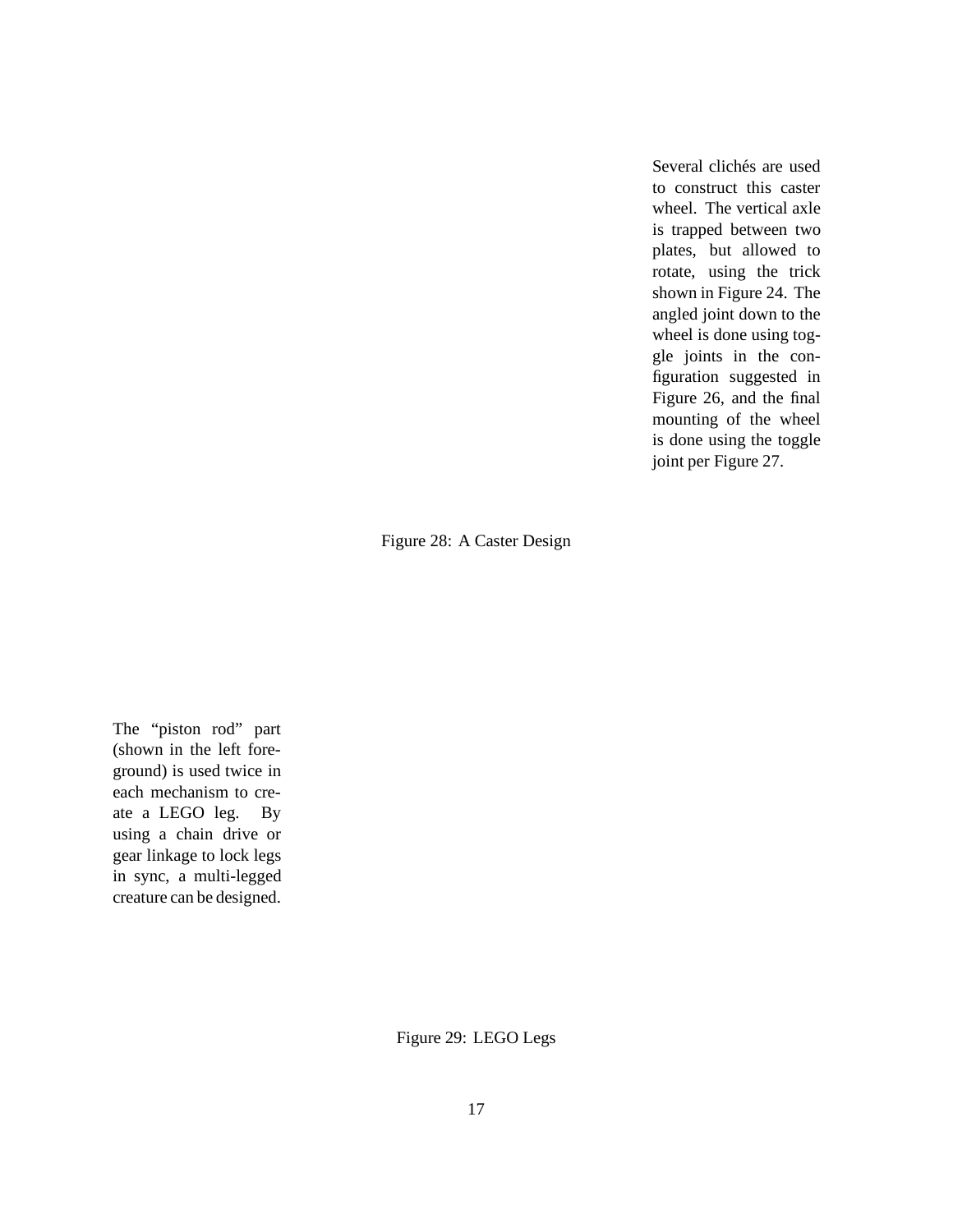Several clichés are used to construct this caster wheel. The vertical axle is trapped between two plates, but allowed to rotate, using the trick shown in Figure 24. The angled joint down to the wheel is done using toggle joints in the configuration suggested in Figure 26, and the final mounting of the wheel is done using the toggle joint per Figure 27.

Figure 28: A Caster Design

The "piston rod" part (shown in the left foreground) is used twice in each mechanism to create a LEGO leg. By using a chain drive or gear linkage to lock legs in sync, a multi-legged creature can be designed.

Figure 29: LEGO Legs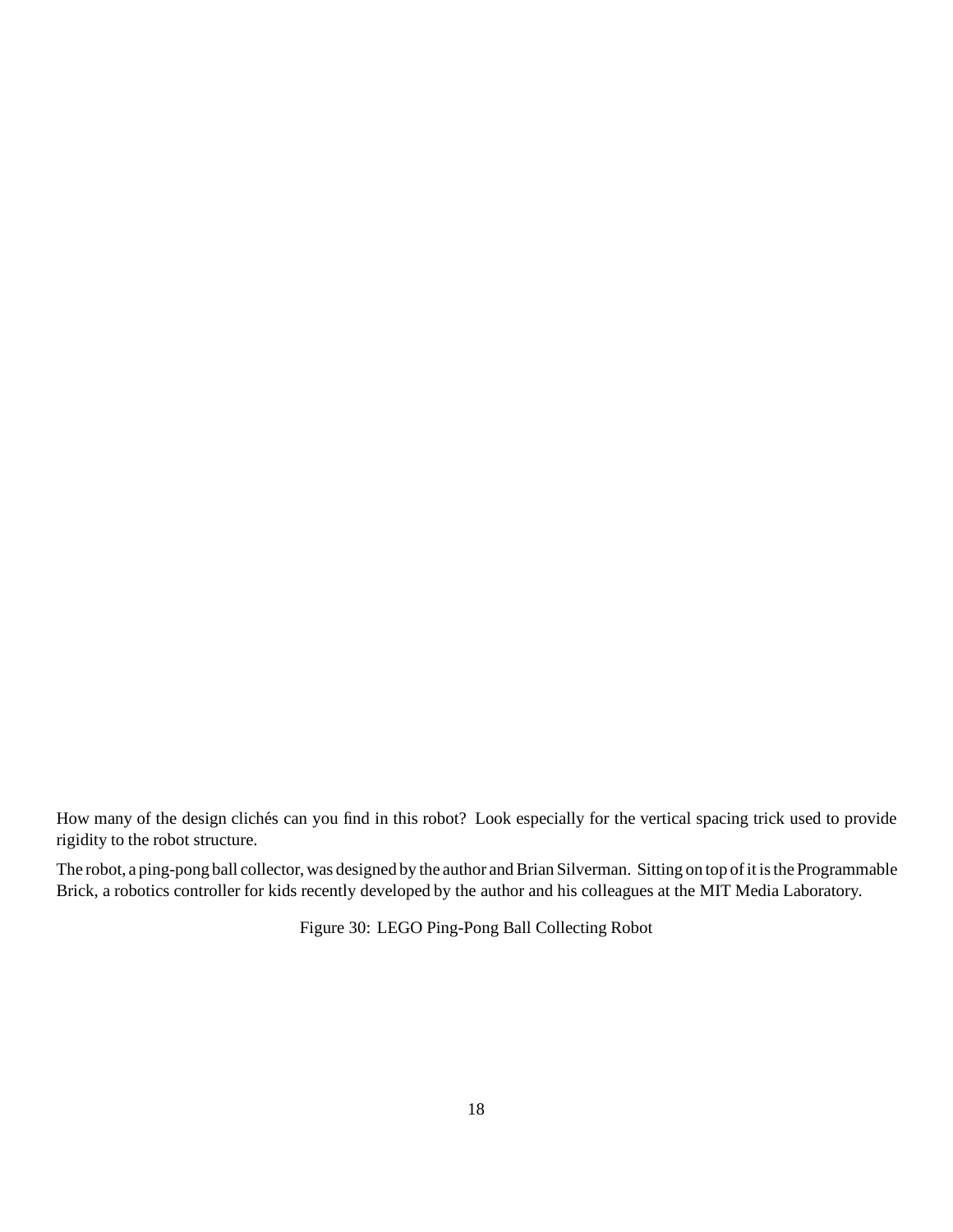How many of the design clichés can you find in this robot? Look especially for the vertical spacing trick used to provide rigidity to the robot structure.

The robot, a ping-pong ball collector, was designed by the author and Brian Silverman. Sitting on top of it is the Programmable Brick, a robotics controller for kids recently developed by the author and his colleagues at the MIT Media Laboratory.

Figure 30: LEGO Ping-Pong Ball Collecting Robot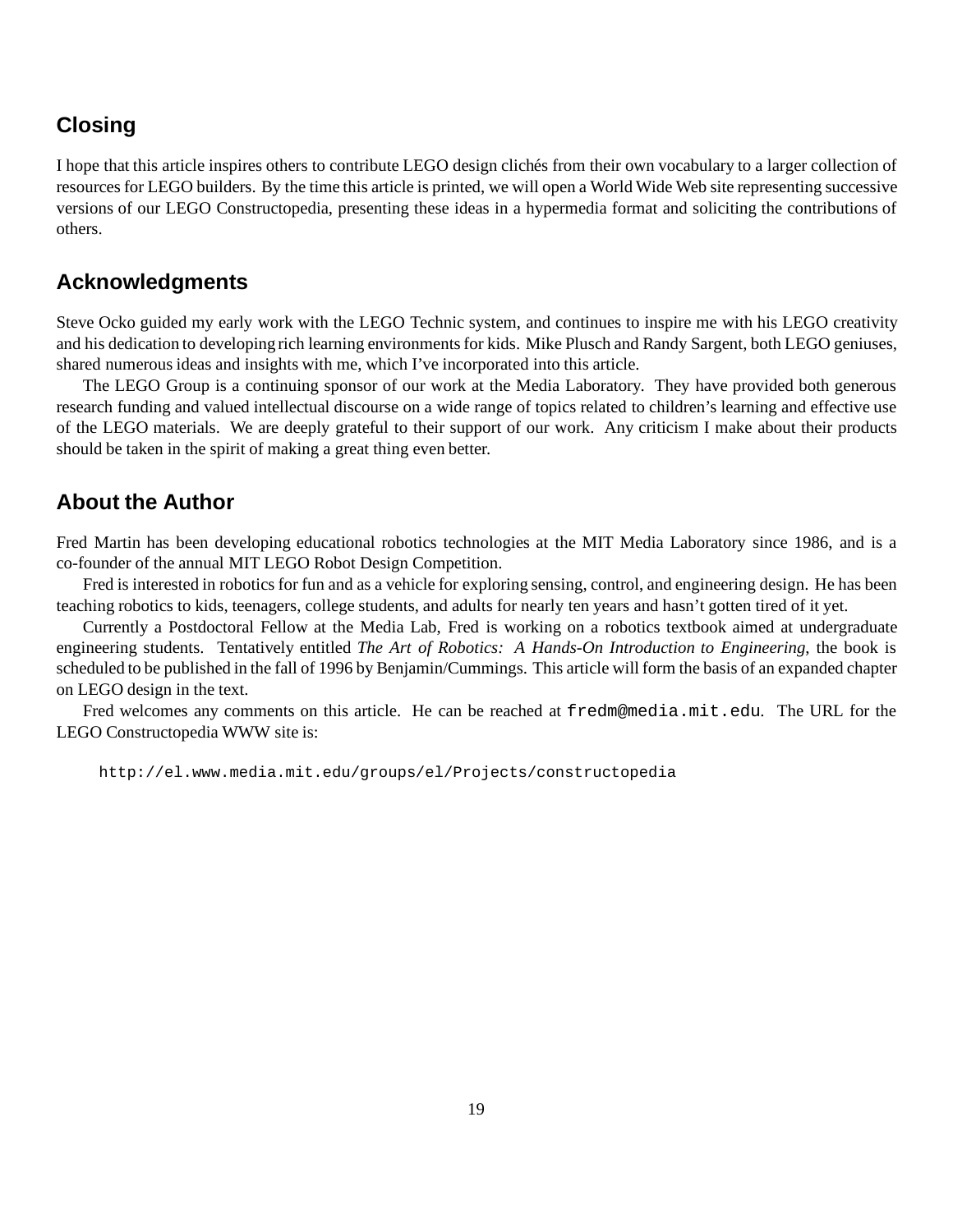## Closing

I hope that this article inspires others to contribute LEGO design clichés from their own vocabulary to a larger collection of resources for LEGO builders. By the time this article is printed, we will open a World Wide Web site representing successive versions of our LEGO Constructopedia, presenting these ideas in a hypermedia format and soliciting the contributions of others.

## Acknowledgments

Steve Ocko guided my early work with the LEGO Technic system, and continues to inspire me with his LEGO creativity and his dedication to developing rich learning environments for kids. Mike Plusch and Randy Sargent, both LEGO geniuses, shared numerous ideas and insights with me, which I've incorporated into this article.

The LEGO Group is a continuing sponsor of our work at the Media Laboratory. They have provided both generous research funding and valued intellectual discourse on a wide range of topics related to children's learning and effective use of the LEGO materials. We are deeply grateful to their support of our work. Any criticism I make about their products should be taken in the spirit of making a great thing even better.

## About the Author

Fred Martin has been developing educational robotics technologies at the MIT Media Laboratory since 1986, and is a co-founder of the annual MIT LEGO Robot Design Competition.

Fred is interested in robotics for fun and as a vehicle for exploring sensing, control, and engineering design. He has been teaching robotics to kids, teenagers, college students, and adults for nearly ten years and hasn't gotten tired of it yet.

Currently a Postdoctoral Fellow at the Media Lab, Fred is working on a robotics textbook aimed at undergraduate engineering students. Tentatively entitled *The Art of Robotics: A Hands-On Introduction to Engineering*, the book is scheduled to be published in the fall of 1996 by Benjamin/Cummings. This article will form the basis of an expanded chapter on LEGO design in the text.

Fred welcomes any comments on this article. He can be reached at `fredm@media.mit.edu`. The URL for the LEGO Constructopedia WWW site is:

```
http://el.www.media.mit.edu/groups/el/Projects/constructopedia
```